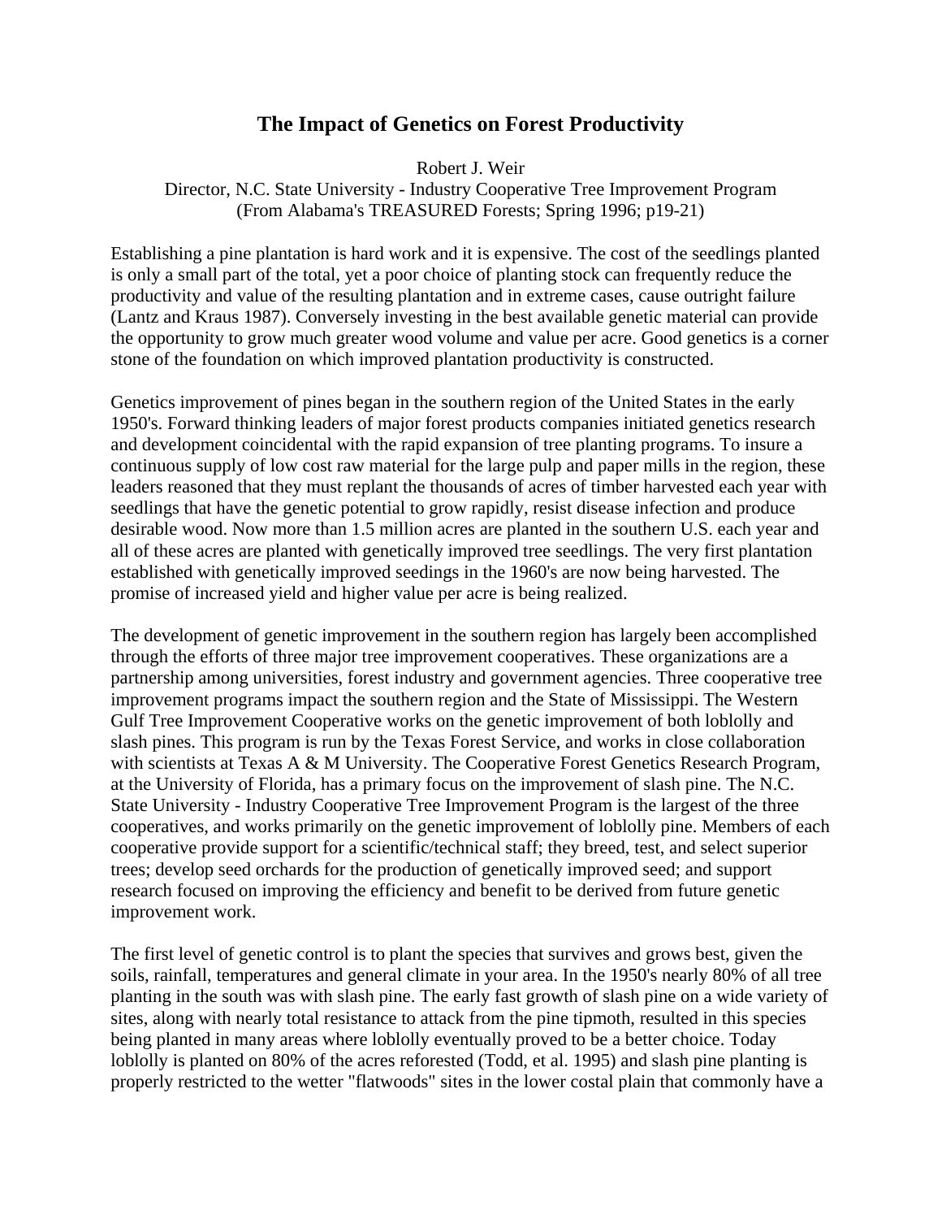# The Impact of Genetics on Forest Productivity

Robert J. Weir
Director, N.C. State University - Industry Cooperative Tree Improvement Program
(From Alabama's TREASURED Forests; Spring 1996; p19-21)

Establishing a pine plantation is hard work and it is expensive. The cost of the seedlings planted is only a small part of the total, yet a poor choice of planting stock can frequently reduce the productivity and value of the resulting plantation and in extreme cases, cause outright failure (Lantz and Kraus 1987). Conversely investing in the best available genetic material can provide the opportunity to grow much greater wood volume and value per acre. Good genetics is a corner stone of the foundation on which improved plantation productivity is constructed.

Genetics improvement of pines began in the southern region of the United States in the early 1950's. Forward thinking leaders of major forest products companies initiated genetics research and development coincidental with the rapid expansion of tree planting programs. To insure a continuous supply of low cost raw material for the large pulp and paper mills in the region, these leaders reasoned that they must replant the thousands of acres of timber harvested each year with seedlings that have the genetic potential to grow rapidly, resist disease infection and produce desirable wood. Now more than 1.5 million acres are planted in the southern U.S. each year and all of these acres are planted with genetically improved tree seedlings. The very first plantation established with genetically improved seedings in the 1960's are now being harvested. The promise of increased yield and higher value per acre is being realized.

The development of genetic improvement in the southern region has largely been accomplished through the efforts of three major tree improvement cooperatives. These organizations are a partnership among universities, forest industry and government agencies. Three cooperative tree improvement programs impact the southern region and the State of Mississippi. The Western Gulf Tree Improvement Cooperative works on the genetic improvement of both loblolly and slash pines. This program is run by the Texas Forest Service, and works in close collaboration with scientists at Texas A & M University. The Cooperative Forest Genetics Research Program, at the University of Florida, has a primary focus on the improvement of slash pine. The N.C. State University - Industry Cooperative Tree Improvement Program is the largest of the three cooperatives, and works primarily on the genetic improvement of loblolly pine. Members of each cooperative provide support for a scientific/technical staff; they breed, test, and select superior trees; develop seed orchards for the production of genetically improved seed; and support research focused on improving the efficiency and benefit to be derived from future genetic improvement work.

The first level of genetic control is to plant the species that survives and grows best, given the soils, rainfall, temperatures and general climate in your area. In the 1950's nearly 80% of all tree planting in the south was with slash pine. The early fast growth of slash pine on a wide variety of sites, along with nearly total resistance to attack from the pine tipmoth, resulted in this species being planted in many areas where loblolly eventually proved to be a better choice. Today loblolly is planted on 80% of the acres reforested (Todd, et al. 1995) and slash pine planting is properly restricted to the wetter "flatwoods" sites in the lower costal plain that commonly have a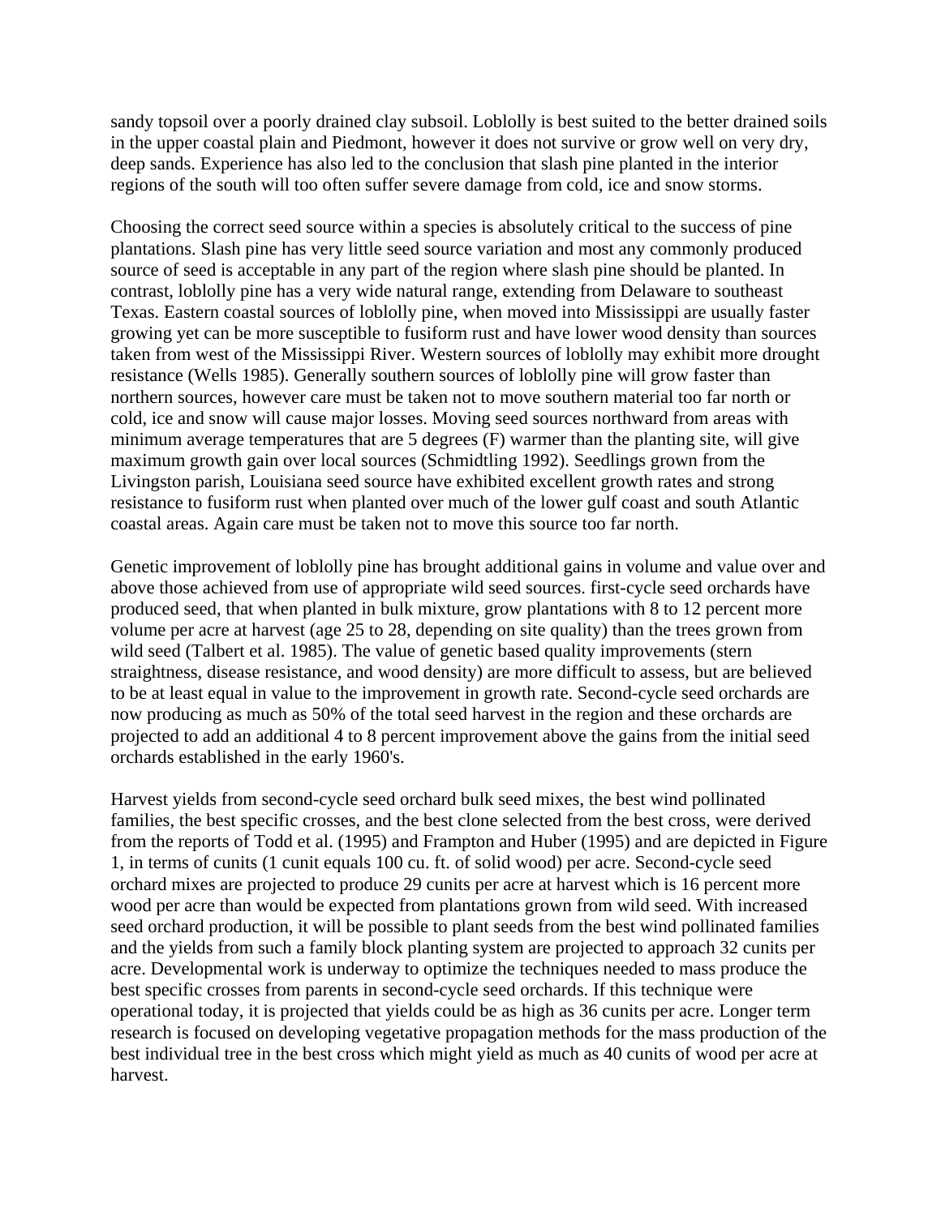sandy topsoil over a poorly drained clay subsoil. Loblolly is best suited to the better drained soils in the upper coastal plain and Piedmont, however it does not survive or grow well on very dry, deep sands. Experience has also led to the conclusion that slash pine planted in the interior regions of the south will too often suffer severe damage from cold, ice and snow storms.

Choosing the correct seed source within a species is absolutely critical to the success of pine plantations. Slash pine has very little seed source variation and most any commonly produced source of seed is acceptable in any part of the region where slash pine should be planted. In contrast, loblolly pine has a very wide natural range, extending from Delaware to southeast Texas. Eastern coastal sources of loblolly pine, when moved into Mississippi are usually faster growing yet can be more susceptible to fusiform rust and have lower wood density than sources taken from west of the Mississippi River. Western sources of loblolly may exhibit more drought resistance (Wells 1985). Generally southern sources of loblolly pine will grow faster than northern sources, however care must be taken not to move southern material too far north or cold, ice and snow will cause major losses. Moving seed sources northward from areas with minimum average temperatures that are 5 degrees (F) warmer than the planting site, will give maximum growth gain over local sources (Schmidtling 1992). Seedlings grown from the Livingston parish, Louisiana seed source have exhibited excellent growth rates and strong resistance to fusiform rust when planted over much of the lower gulf coast and south Atlantic coastal areas. Again care must be taken not to move this source too far north.

Genetic improvement of loblolly pine has brought additional gains in volume and value over and above those achieved from use of appropriate wild seed sources. first-cycle seed orchards have produced seed, that when planted in bulk mixture, grow plantations with 8 to 12 percent more volume per acre at harvest (age 25 to 28, depending on site quality) than the trees grown from wild seed (Talbert et al. 1985). The value of genetic based quality improvements (stern straightness, disease resistance, and wood density) are more difficult to assess, but are believed to be at least equal in value to the improvement in growth rate. Second-cycle seed orchards are now producing as much as 50% of the total seed harvest in the region and these orchards are projected to add an additional 4 to 8 percent improvement above the gains from the initial seed orchards established in the early 1960's.

Harvest yields from second-cycle seed orchard bulk seed mixes, the best wind pollinated families, the best specific crosses, and the best clone selected from the best cross, were derived from the reports of Todd et al. (1995) and Frampton and Huber (1995) and are depicted in Figure 1, in terms of cunits (1 cunit equals 100 cu. ft. of solid wood) per acre. Second-cycle seed orchard mixes are projected to produce 29 cunits per acre at harvest which is 16 percent more wood per acre than would be expected from plantations grown from wild seed. With increased seed orchard production, it will be possible to plant seeds from the best wind pollinated families and the yields from such a family block planting system are projected to approach 32 cunits per acre. Developmental work is underway to optimize the techniques needed to mass produce the best specific crosses from parents in second-cycle seed orchards. If this technique were operational today, it is projected that yields could be as high as 36 cunits per acre. Longer term research is focused on developing vegetative propagation methods for the mass production of the best individual tree in the best cross which might yield as much as 40 cunits of wood per acre at harvest.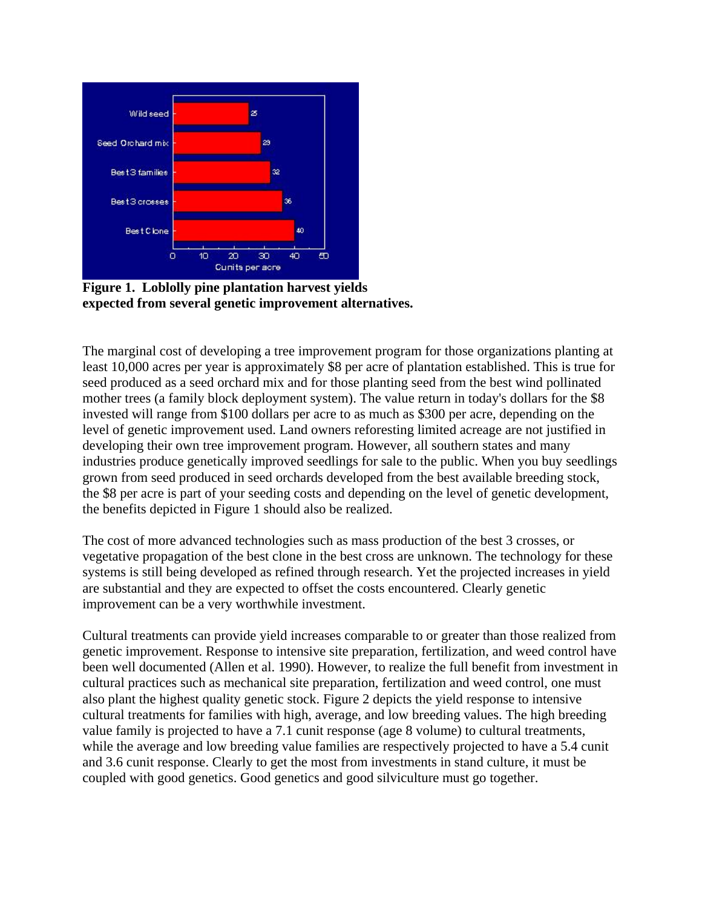**Figure 1. Loblolly pine plantation harvest yields expected from several genetic improvement alternatives.**

The marginal cost of developing a tree improvement program for those organizations planting at least 10,000 acres per year is approximately $8 per acre of plantation established. This is true for seed produced as a seed orchard mix and for those planting seed from the best wind pollinated mother trees (a family block deployment system). The value return in today's dollars for the $8 invested will range from $100 dollars per acre to as much as $300 per acre, depending on the level of genetic improvement used. Land owners reforesting limited acreage are not justified in developing their own tree improvement program. However, all southern states and many industries produce genetically improved seedlings for sale to the public. When you buy seedlings grown from seed produced in seed orchards developed from the best available breeding stock, the $8 per acre is part of your seeding costs and depending on the level of genetic development, the benefits depicted in Figure 1 should also be realized.

The cost of more advanced technologies such as mass production of the best 3 crosses, or vegetative propagation of the best clone in the best cross are unknown. The technology for these systems is still being developed as refined through research. Yet the projected increases in yield are substantial and they are expected to offset the costs encountered. Clearly genetic improvement can be a very worthwhile investment.

Cultural treatments can provide yield increases comparable to or greater than those realized from genetic improvement. Response to intensive site preparation, fertilization, and weed control have been well documented (Allen et al. 1990). However, to realize the full benefit from investment in cultural practices such as mechanical site preparation, fertilization and weed control, one must also plant the highest quality genetic stock. Figure 2 depicts the yield response to intensive cultural treatments for families with high, average, and low breeding values. The high breeding value family is projected to have a 7.1 cunit response (age 8 volume) to cultural treatments, while the average and low breeding value families are respectively projected to have a 5.4 cunit and 3.6 cunit response. Clearly to get the most from investments in stand culture, it must be coupled with good genetics. Good genetics and good silviculture must go together.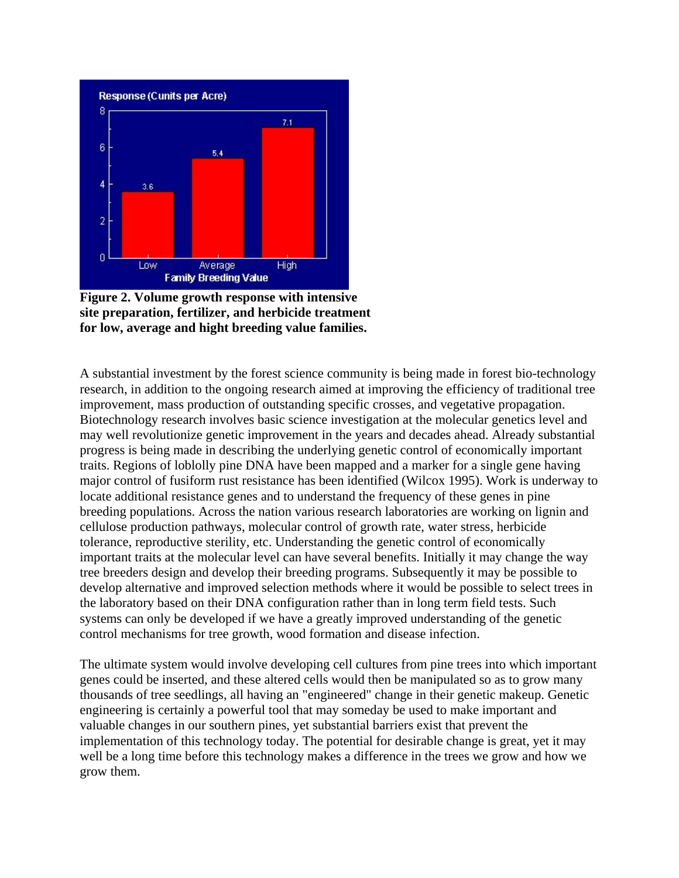**Figure 2. Volume growth response with intensive site preparation, fertilizer, and herbicide treatment for low, average and hight breeding value families.**

A substantial investment by the forest science community is being made in forest bio-technology research, in addition to the ongoing research aimed at improving the efficiency of traditional tree improvement, mass production of outstanding specific crosses, and vegetative propagation. Biotechnology research involves basic science investigation at the molecular genetics level and may well revolutionize genetic improvement in the years and decades ahead. Already substantial progress is being made in describing the underlying genetic control of economically important traits. Regions of loblolly pine DNA have been mapped and a marker for a single gene having major control of fusiform rust resistance has been identified (Wilcox 1995). Work is underway to locate additional resistance genes and to understand the frequency of these genes in pine breeding populations. Across the nation various research laboratories are working on lignin and cellulose production pathways, molecular control of growth rate, water stress, herbicide tolerance, reproductive sterility, etc. Understanding the genetic control of economically important traits at the molecular level can have several benefits. Initially it may change the way tree breeders design and develop their breeding programs. Subsequently it may be possible to develop alternative and improved selection methods where it would be possible to select trees in the laboratory based on their DNA configuration rather than in long term field tests. Such systems can only be developed if we have a greatly improved understanding of the genetic control mechanisms for tree growth, wood formation and disease infection.

The ultimate system would involve developing cell cultures from pine trees into which important genes could be inserted, and these altered cells would then be manipulated so as to grow many thousands of tree seedlings, all having an "engineered" change in their genetic makeup. Genetic engineering is certainly a powerful tool that may someday be used to make important and valuable changes in our southern pines, yet substantial barriers exist that prevent the implementation of this technology today. The potential for desirable change is great, yet it may well be a long time before this technology makes a difference in the trees we grow and how we grow them.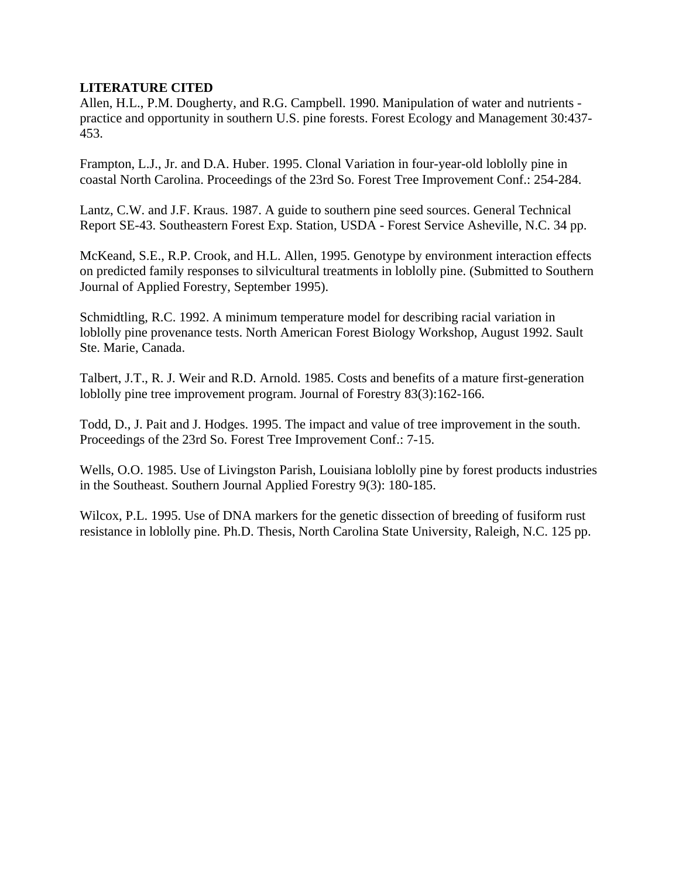**LITERATURE CITED**

Allen, H.L., P.M. Dougherty, and R.G. Campbell. 1990. Manipulation of water and nutrients - practice and opportunity in southern U.S. pine forests. Forest Ecology and Management 30:437-453.

Frampton, L.J., Jr. and D.A. Huber. 1995. Clonal Variation in four-year-old loblolly pine in coastal North Carolina. Proceedings of the 23rd So. Forest Tree Improvement Conf.: 254-284.

Lantz, C.W. and J.F. Kraus. 1987. A guide to southern pine seed sources. General Technical Report SE-43. Southeastern Forest Exp. Station, USDA - Forest Service Asheville, N.C. 34 pp.

McKeand, S.E., R.P. Crook, and H.L. Allen, 1995. Genotype by environment interaction effects on predicted family responses to silvicultural treatments in loblolly pine. (Submitted to Southern Journal of Applied Forestry, September 1995).

Schmidtling, R.C. 1992. A minimum temperature model for describing racial variation in loblolly pine provenance tests. North American Forest Biology Workshop, August 1992. Sault Ste. Marie, Canada.

Talbert, J.T., R. J. Weir and R.D. Arnold. 1985. Costs and benefits of a mature first-generation loblolly pine tree improvement program. Journal of Forestry 83(3):162-166.

Todd, D., J. Pait and J. Hodges. 1995. The impact and value of tree improvement in the south. Proceedings of the 23rd So. Forest Tree Improvement Conf.: 7-15.

Wells, O.O. 1985. Use of Livingston Parish, Louisiana loblolly pine by forest products industries in the Southeast. Southern Journal Applied Forestry 9(3): 180-185.

Wilcox, P.L. 1995. Use of DNA markers for the genetic dissection of breeding of fusiform rust resistance in loblolly pine. Ph.D. Thesis, North Carolina State University, Raleigh, N.C. 125 pp.